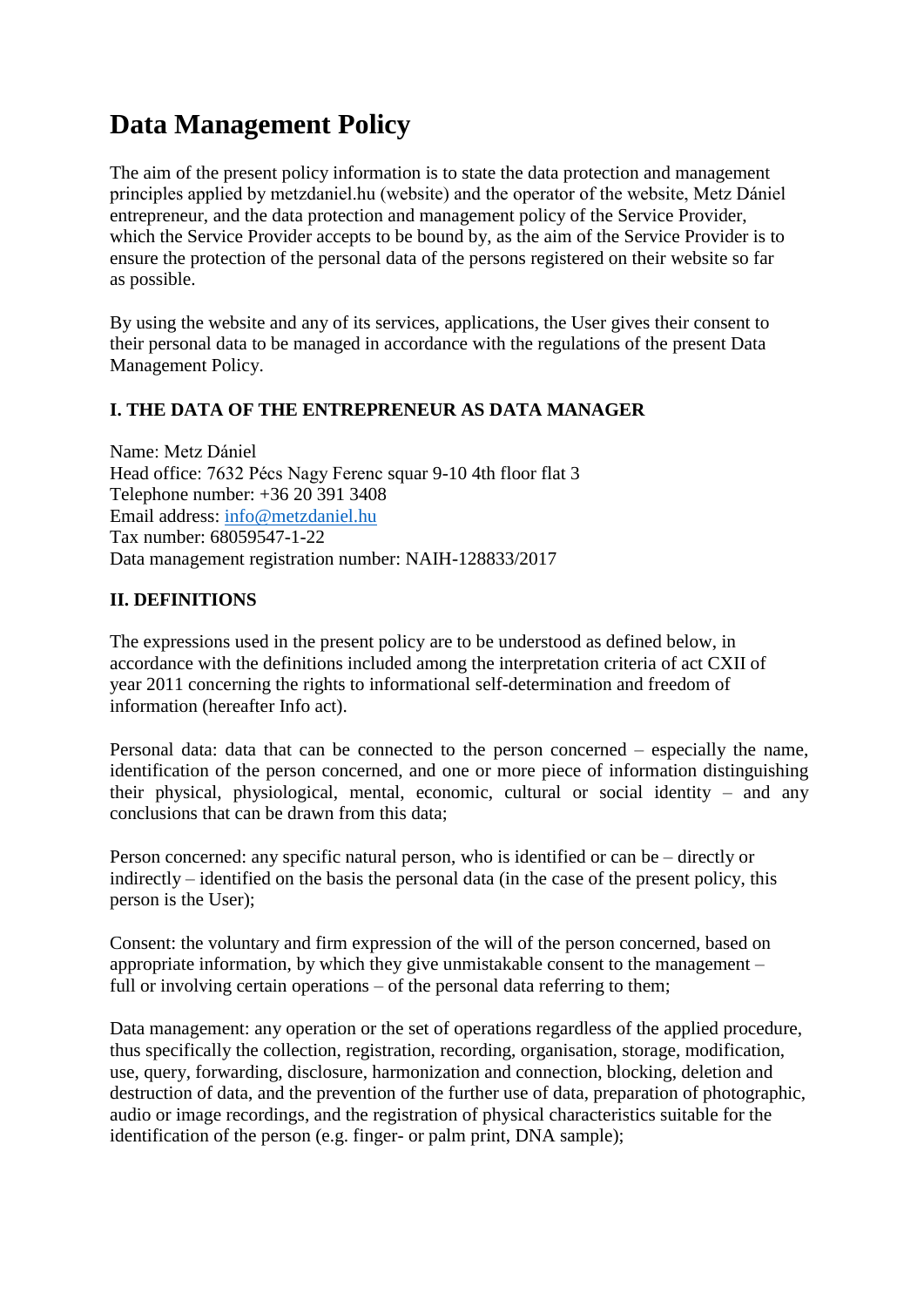# Data Management Policy

The aim of the present policy information is to state the data protection and management principles applied by metzdaniel.hu (website) and the operator of the website, Metz Dániel entrepreneur, and the data protection and management policy of the Service Provider, which the Service Provider accepts to be bound by, as the aim of the Service Provider is to ensure the protection of the personal data of the persons registered on their website so far as possible.

By using the website and any of its services, applications, the User gives their consent to their personal data to be managed in accordance with the regulations of the present Data Management Policy.

### I. THE DATA OF THE ENTREPRENEUR AS DATA MANAGER

Name: Metz Dániel
Head office: 7632 Pécs Nagy Ferenc squar 9-10 4th floor flat 3
Telephone number: +36 20 391 3408
Email address: info@metzdaniel.hu
Tax number: 68059547-1-22
Data management registration number: NAIH-128833/2017

### II. DEFINITIONS

The expressions used in the present policy are to be understood as defined below, in accordance with the definitions included among the interpretation criteria of act CXII of year 2011 concerning the rights to informational self-determination and freedom of information (hereafter Info act).

Personal data: data that can be connected to the person concerned – especially the name, identification of the person concerned, and one or more piece of information distinguishing their physical, physiological, mental, economic, cultural or social identity – and any conclusions that can be drawn from this data;

Person concerned: any specific natural person, who is identified or can be – directly or indirectly – identified on the basis the personal data (in the case of the present policy, this person is the User);

Consent: the voluntary and firm expression of the will of the person concerned, based on appropriate information, by which they give unmistakable consent to the management – full or involving certain operations – of the personal data referring to them;

Data management: any operation or the set of operations regardless of the applied procedure, thus specifically the collection, registration, recording, organisation, storage, modification, use, query, forwarding, disclosure, harmonization and connection, blocking, deletion and destruction of data, and the prevention of the further use of data, preparation of photographic, audio or image recordings, and the registration of physical characteristics suitable for the identification of the person (e.g. finger- or palm print, DNA sample);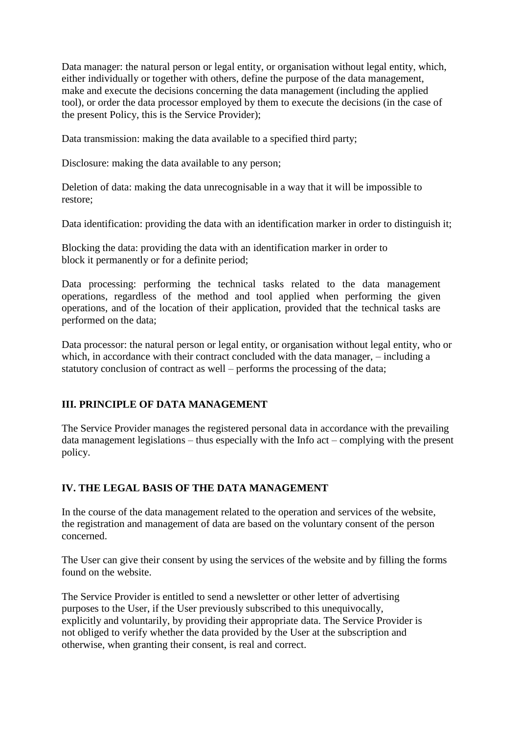Data manager: the natural person or legal entity, or organisation without legal entity, which, either individually or together with others, define the purpose of the data management, make and execute the decisions concerning the data management (including the applied tool), or order the data processor employed by them to execute the decisions (in the case of the present Policy, this is the Service Provider);

Data transmission: making the data available to a specified third party;

Disclosure: making the data available to any person;

Deletion of data: making the data unrecognisable in a way that it will be impossible to restore;

Data identification: providing the data with an identification marker in order to distinguish it;

Blocking the data: providing the data with an identification marker in order to block it permanently or for a definite period;

Data processing: performing the technical tasks related to the data management operations, regardless of the method and tool applied when performing the given operations, and of the location of their application, provided that the technical tasks are performed on the data;

Data processor: the natural person or legal entity, or organisation without legal entity, who or which, in accordance with their contract concluded with the data manager, – including a statutory conclusion of contract as well – performs the processing of the data;

## III. PRINCIPLE OF DATA MANAGEMENT

The Service Provider manages the registered personal data in accordance with the prevailing data management legislations – thus especially with the Info act – complying with the present policy.

## IV. THE LEGAL BASIS OF THE DATA MANAGEMENT

In the course of the data management related to the operation and services of the website, the registration and management of data are based on the voluntary consent of the person concerned.

The User can give their consent by using the services of the website and by filling the forms found on the website.

The Service Provider is entitled to send a newsletter or other letter of advertising purposes to the User, if the User previously subscribed to this unequivocally, explicitly and voluntarily, by providing their appropriate data. The Service Provider is not obliged to verify whether the data provided by the User at the subscription and otherwise, when granting their consent, is real and correct.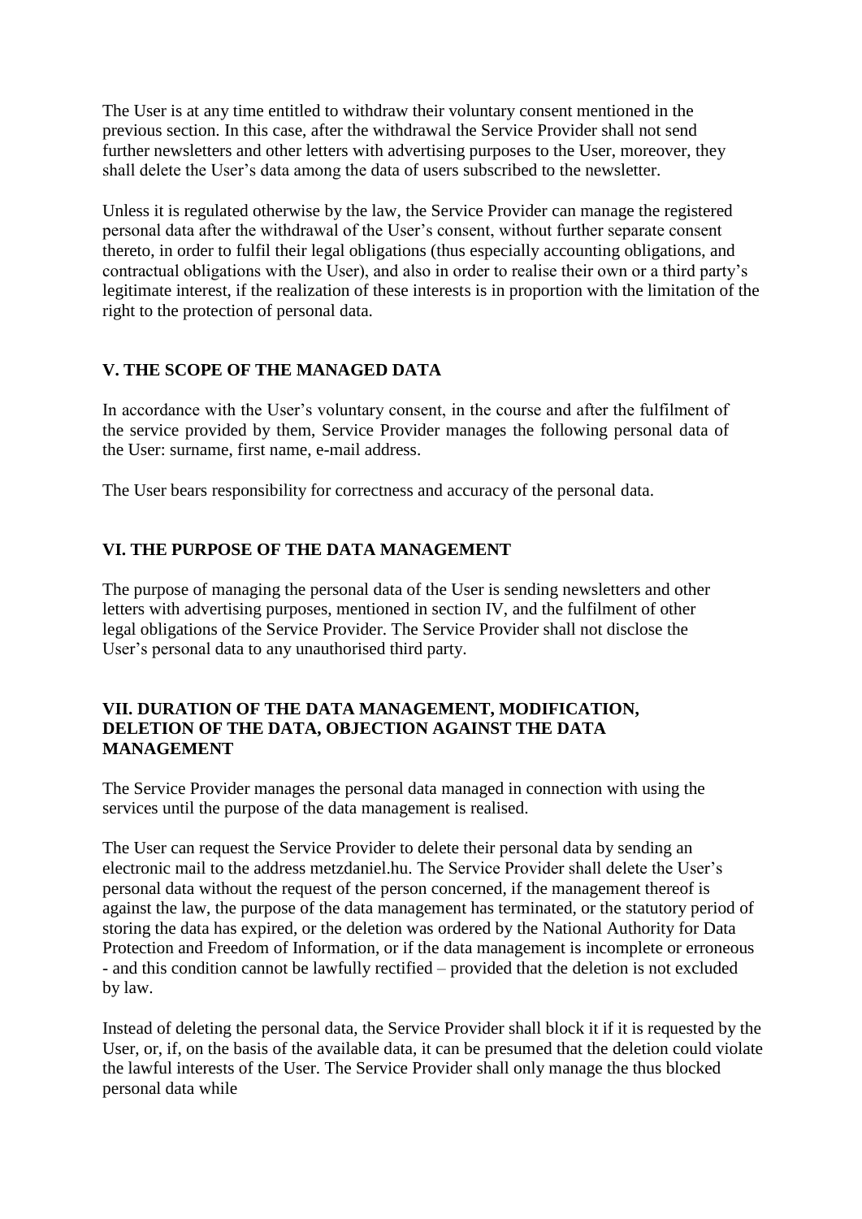The User is at any time entitled to withdraw their voluntary consent mentioned in the previous section. In this case, after the withdrawal the Service Provider shall not send further newsletters and other letters with advertising purposes to the User, moreover, they shall delete the User's data among the data of users subscribed to the newsletter.

Unless it is regulated otherwise by the law, the Service Provider can manage the registered personal data after the withdrawal of the User's consent, without further separate consent thereto, in order to fulfil their legal obligations (thus especially accounting obligations, and contractual obligations with the User), and also in order to realise their own or a third party's legitimate interest, if the realization of these interests is in proportion with the limitation of the right to the protection of personal data.

## V. THE SCOPE OF THE MANAGED DATA

In accordance with the User's voluntary consent, in the course and after the fulfilment of the service provided by them, Service Provider manages the following personal data of the User: surname, first name, e-mail address.

The User bears responsibility for correctness and accuracy of the personal data.

## VI. THE PURPOSE OF THE DATA MANAGEMENT

The purpose of managing the personal data of the User is sending newsletters and other letters with advertising purposes, mentioned in section IV, and the fulfilment of other legal obligations of the Service Provider. The Service Provider shall not disclose the User's personal data to any unauthorised third party.

## VII. DURATION OF THE DATA MANAGEMENT, MODIFICATION, DELETION OF THE DATA, OBJECTION AGAINST THE DATA MANAGEMENT

The Service Provider manages the personal data managed in connection with using the services until the purpose of the data management is realised.

The User can request the Service Provider to delete their personal data by sending an electronic mail to the address metzdaniel.hu. The Service Provider shall delete the User's personal data without the request of the person concerned, if the management thereof is against the law, the purpose of the data management has terminated, or the statutory period of storing the data has expired, or the deletion was ordered by the National Authority for Data Protection and Freedom of Information, or if the data management is incomplete or erroneous - and this condition cannot be lawfully rectified – provided that the deletion is not excluded by law.

Instead of deleting the personal data, the Service Provider shall block it if it is requested by the User, or, if, on the basis of the available data, it can be presumed that the deletion could violate the lawful interests of the User. The Service Provider shall only manage the thus blocked personal data while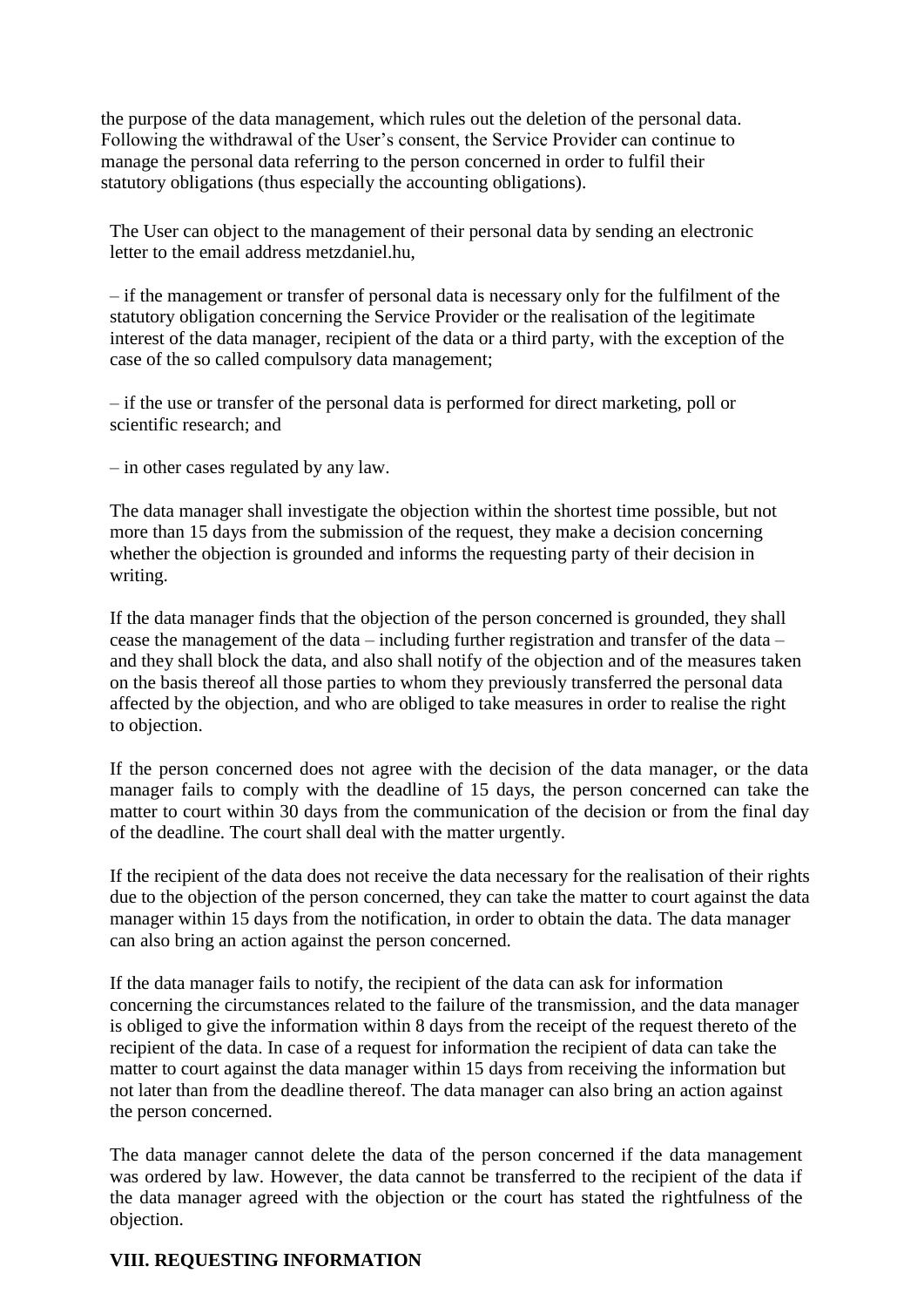the purpose of the data management, which rules out the deletion of the personal data. Following the withdrawal of the User's consent, the Service Provider can continue to manage the personal data referring to the person concerned in order to fulfil their statutory obligations (thus especially the accounting obligations).

The User can object to the management of their personal data by sending an electronic letter to the email address metzdaniel.hu,

– if the management or transfer of personal data is necessary only for the fulfilment of the statutory obligation concerning the Service Provider or the realisation of the legitimate interest of the data manager, recipient of the data or a third party, with the exception of the case of the so called compulsory data management;

– if the use or transfer of the personal data is performed for direct marketing, poll or scientific research; and

– in other cases regulated by any law.

The data manager shall investigate the objection within the shortest time possible, but not more than 15 days from the submission of the request, they make a decision concerning whether the objection is grounded and informs the requesting party of their decision in writing.

If the data manager finds that the objection of the person concerned is grounded, they shall cease the management of the data – including further registration and transfer of the data – and they shall block the data, and also shall notify of the objection and of the measures taken on the basis thereof all those parties to whom they previously transferred the personal data affected by the objection, and who are obliged to take measures in order to realise the right to objection.

If the person concerned does not agree with the decision of the data manager, or the data manager fails to comply with the deadline of 15 days, the person concerned can take the matter to court within 30 days from the communication of the decision or from the final day of the deadline. The court shall deal with the matter urgently.

If the recipient of the data does not receive the data necessary for the realisation of their rights due to the objection of the person concerned, they can take the matter to court against the data manager within 15 days from the notification, in order to obtain the data. The data manager can also bring an action against the person concerned.

If the data manager fails to notify, the recipient of the data can ask for information concerning the circumstances related to the failure of the transmission, and the data manager is obliged to give the information within 8 days from the receipt of the request thereto of the recipient of the data. In case of a request for information the recipient of data can take the matter to court against the data manager within 15 days from receiving the information but not later than from the deadline thereof. The data manager can also bring an action against the person concerned.

The data manager cannot delete the data of the person concerned if the data management was ordered by law. However, the data cannot be transferred to the recipient of the data if the data manager agreed with the objection or the court has stated the rightfulness of the objection.

## VIII. REQUESTING INFORMATION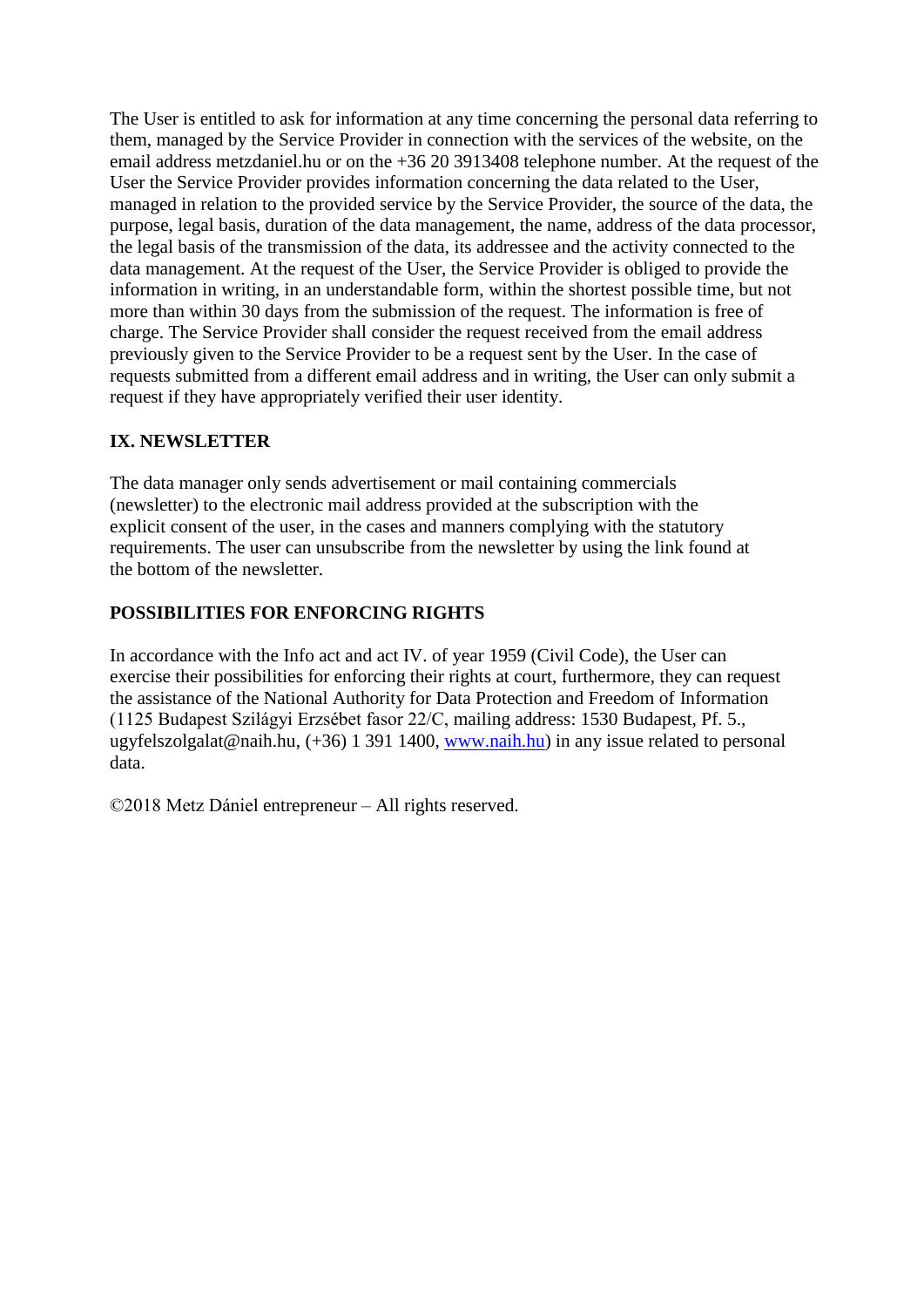The User is entitled to ask for information at any time concerning the personal data referring to them, managed by the Service Provider in connection with the services of the website, on the email address metzdaniel.hu or on the +36 20 3913408 telephone number. At the request of the User the Service Provider provides information concerning the data related to the User, managed in relation to the provided service by the Service Provider, the source of the data, the purpose, legal basis, duration of the data management, the name, address of the data processor, the legal basis of the transmission of the data, its addressee and the activity connected to the data management. At the request of the User, the Service Provider is obliged to provide the information in writing, in an understandable form, within the shortest possible time, but not more than within 30 days from the submission of the request. The information is free of charge. The Service Provider shall consider the request received from the email address previously given to the Service Provider to be a request sent by the User. In the case of requests submitted from a different email address and in writing, the User can only submit a request if they have appropriately verified their user identity.

**IX. NEWSLETTER**

The data manager only sends advertisement or mail containing commercials (newsletter) to the electronic mail address provided at the subscription with the explicit consent of the user, in the cases and manners complying with the statutory requirements. The user can unsubscribe from the newsletter by using the link found at the bottom of the newsletter.

**POSSIBILITIES FOR ENFORCING RIGHTS**

In accordance with the Info act and act IV. of year 1959 (Civil Code), the User can exercise their possibilities for enforcing their rights at court, furthermore, they can request the assistance of the National Authority for Data Protection and Freedom of Information (1125 Budapest Szilágyi Erzsébet fasor 22/C, mailing address: 1530 Budapest, Pf. 5., ugyfelszolgalat@naih.hu, (+36) 1 391 1400, [www.naih.hu](http://www.naih.hu)) in any issue related to personal data.

©2018 Metz Dániel entrepreneur – All rights reserved.